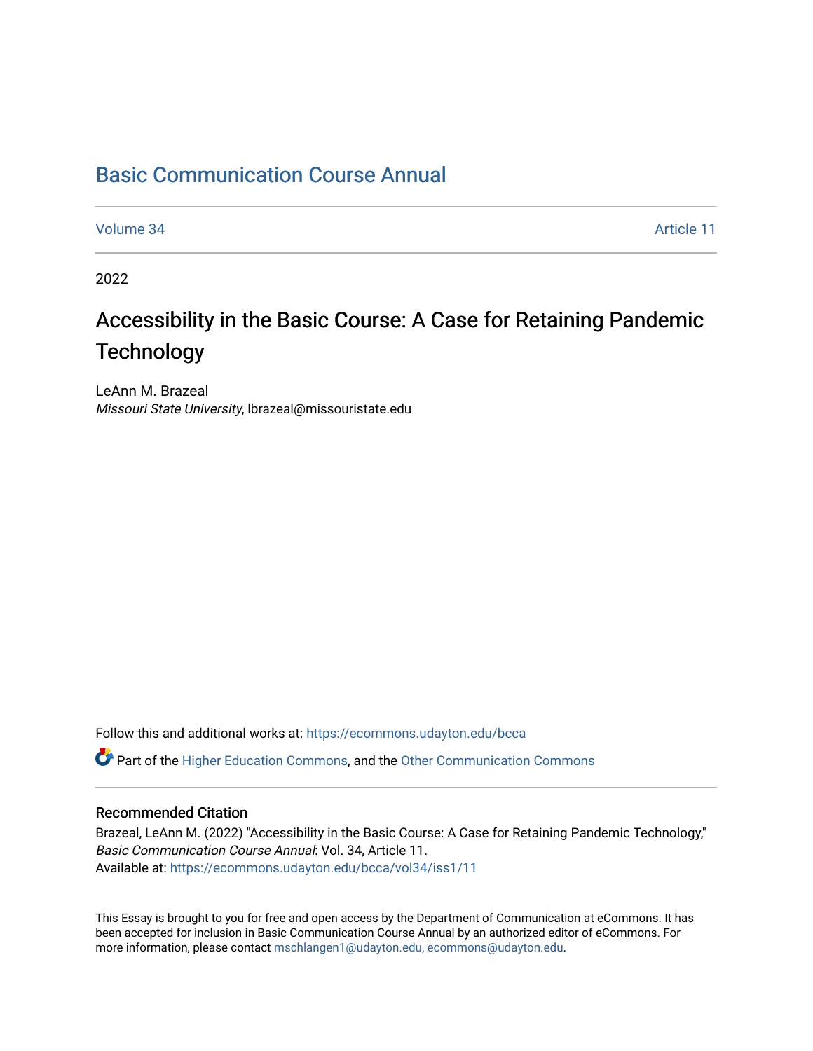# Basic Communication Course Annual

Volume 34 Article 11

2022

## Accessibility in the Basic Course: A Case for Retaining Pandemic Technology

LeAnn M. Brazeal
*Missouri State University*, lbrazeal@missouristate.edu

Follow this and additional works at: https://ecommons.udayton.edu/bcca

Part of the Higher Education Commons, and the Other Communication Commons

### Recommended Citation

Brazeal, LeAnn M. (2022) "Accessibility in the Basic Course: A Case for Retaining Pandemic Technology," *Basic Communication Course Annual*: Vol. 34, Article 11.
Available at: https://ecommons.udayton.edu/bcca/vol34/iss1/11

This Essay is brought to you for free and open access by the Department of Communication at eCommons. It has been accepted for inclusion in Basic Communication Course Annual by an authorized editor of eCommons. For more information, please contact mschlangen1@udayton.edu, ecommons@udayton.edu.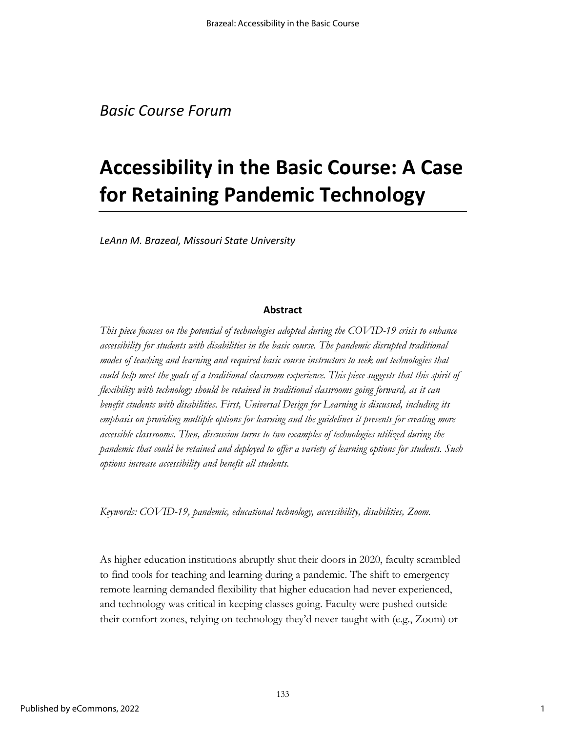*Basic Course Forum*

# Accessibility in the Basic Course: A Case for Retaining Pandemic Technology

*LeAnn M. Brazeal, Missouri State University*

**Abstract**

*This piece focuses on the potential of technologies adopted during the COVID-19 crisis to enhance accessibility for students with disabilities in the basic course. The pandemic disrupted traditional modes of teaching and learning and required basic course instructors to seek out technologies that could help meet the goals of a traditional classroom experience. This piece suggests that this spirit of flexibility with technology should be retained in traditional classrooms going forward, as it can benefit students with disabilities. First, Universal Design for Learning is discussed, including its emphasis on providing multiple options for learning and the guidelines it presents for creating more accessible classrooms. Then, discussion turns to two examples of technologies utilized during the pandemic that could be retained and deployed to offer a variety of learning options for students. Such options increase accessibility and benefit all students.*

*Keywords: COVID-19, pandemic, educational technology, accessibility, disabilities, Zoom.*

As higher education institutions abruptly shut their doors in 2020, faculty scrambled to find tools for teaching and learning during a pandemic. The shift to emergency remote learning demanded flexibility that higher education had never experienced, and technology was critical in keeping classes going. Faculty were pushed outside their comfort zones, relying on technology they'd never taught with (e.g., Zoom) or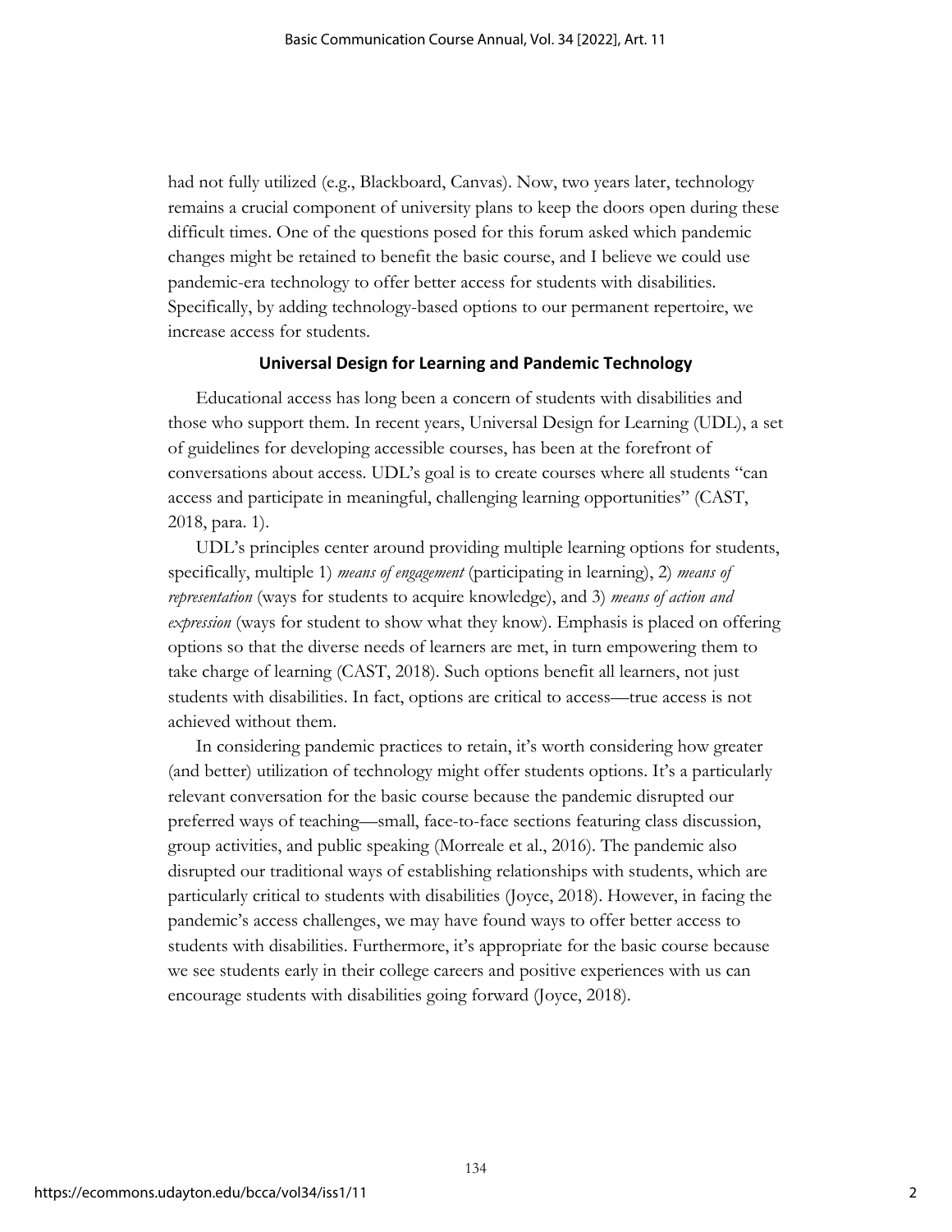had not fully utilized (e.g., Blackboard, Canvas). Now, two years later, technology remains a crucial component of university plans to keep the doors open during these difficult times. One of the questions posed for this forum asked which pandemic changes might be retained to benefit the basic course, and I believe we could use pandemic-era technology to offer better access for students with disabilities. Specifically, by adding technology-based options to our permanent repertoire, we increase access for students.

## Universal Design for Learning and Pandemic Technology

Educational access has long been a concern of students with disabilities and those who support them. In recent years, Universal Design for Learning (UDL), a set of guidelines for developing accessible courses, has been at the forefront of conversations about access. UDL's goal is to create courses where all students "can access and participate in meaningful, challenging learning opportunities" (CAST, 2018, para. 1).

UDL's principles center around providing multiple learning options for students, specifically, multiple 1) *means of engagement* (participating in learning), 2) *means of representation* (ways for students to acquire knowledge), and 3) *means of action and expression* (ways for student to show what they know). Emphasis is placed on offering options so that the diverse needs of learners are met, in turn empowering them to take charge of learning (CAST, 2018). Such options benefit all learners, not just students with disabilities. In fact, options are critical to access—true access is not achieved without them.

In considering pandemic practices to retain, it's worth considering how greater (and better) utilization of technology might offer students options. It's a particularly relevant conversation for the basic course because the pandemic disrupted our preferred ways of teaching—small, face-to-face sections featuring class discussion, group activities, and public speaking (Morreale et al., 2016). The pandemic also disrupted our traditional ways of establishing relationships with students, which are particularly critical to students with disabilities (Joyce, 2018). However, in facing the pandemic's access challenges, we may have found ways to offer better access to students with disabilities. Furthermore, it's appropriate for the basic course because we see students early in their college careers and positive experiences with us can encourage students with disabilities going forward (Joyce, 2018).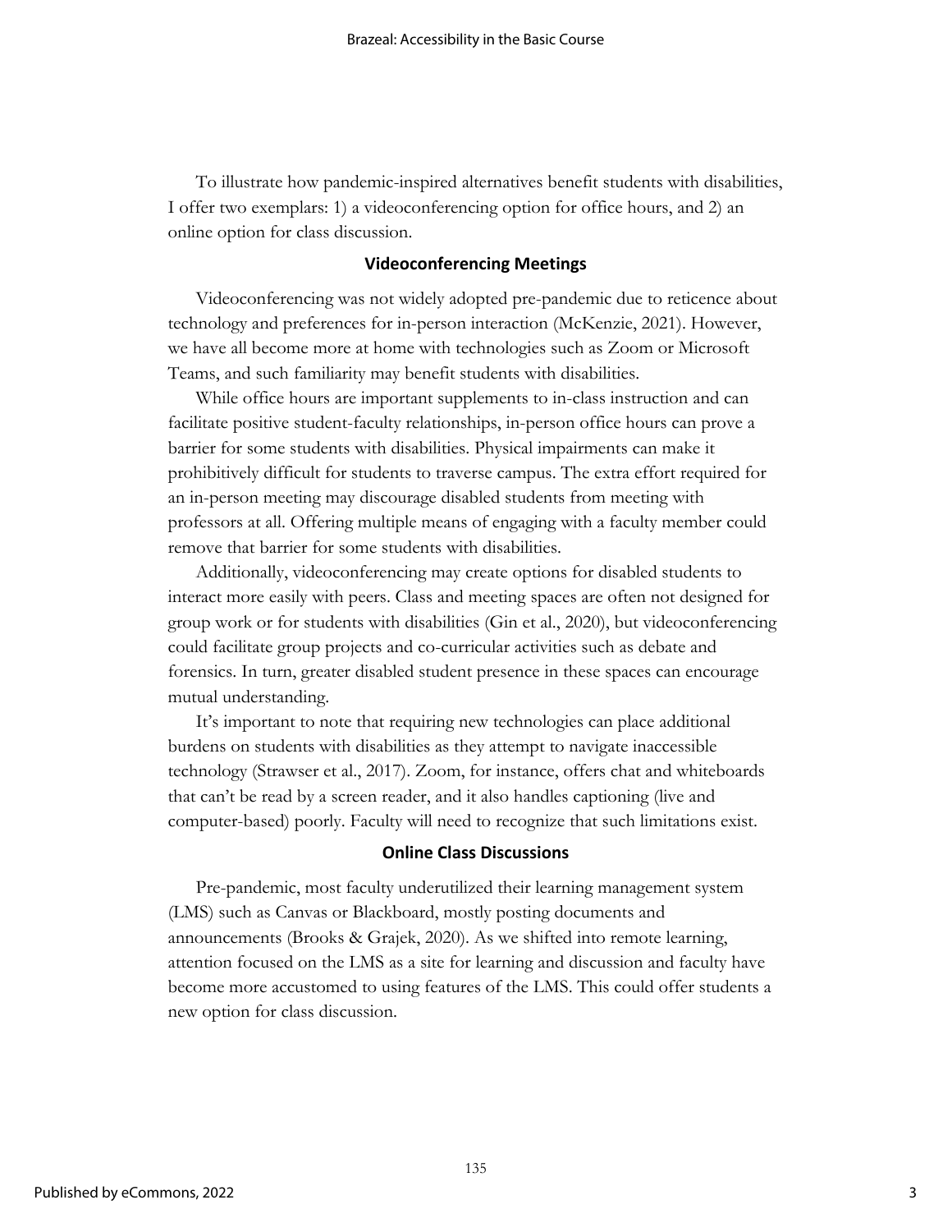To illustrate how pandemic-inspired alternatives benefit students with disabilities, I offer two exemplars: 1) a videoconferencing option for office hours, and 2) an online option for class discussion.

### Videoconferencing Meetings

Videoconferencing was not widely adopted pre-pandemic due to reticence about technology and preferences for in-person interaction (McKenzie, 2021). However, we have all become more at home with technologies such as Zoom or Microsoft Teams, and such familiarity may benefit students with disabilities.

While office hours are important supplements to in-class instruction and can facilitate positive student-faculty relationships, in-person office hours can prove a barrier for some students with disabilities. Physical impairments can make it prohibitively difficult for students to traverse campus. The extra effort required for an in-person meeting may discourage disabled students from meeting with professors at all. Offering multiple means of engaging with a faculty member could remove that barrier for some students with disabilities.

Additionally, videoconferencing may create options for disabled students to interact more easily with peers. Class and meeting spaces are often not designed for group work or for students with disabilities (Gin et al., 2020), but videoconferencing could facilitate group projects and co-curricular activities such as debate and forensics. In turn, greater disabled student presence in these spaces can encourage mutual understanding.

It's important to note that requiring new technologies can place additional burdens on students with disabilities as they attempt to navigate inaccessible technology (Strawser et al., 2017). Zoom, for instance, offers chat and whiteboards that can't be read by a screen reader, and it also handles captioning (live and computer-based) poorly. Faculty will need to recognize that such limitations exist.

### Online Class Discussions

Pre-pandemic, most faculty underutilized their learning management system (LMS) such as Canvas or Blackboard, mostly posting documents and announcements (Brooks & Grajek, 2020). As we shifted into remote learning, attention focused on the LMS as a site for learning and discussion and faculty have become more accustomed to using features of the LMS. This could offer students a new option for class discussion.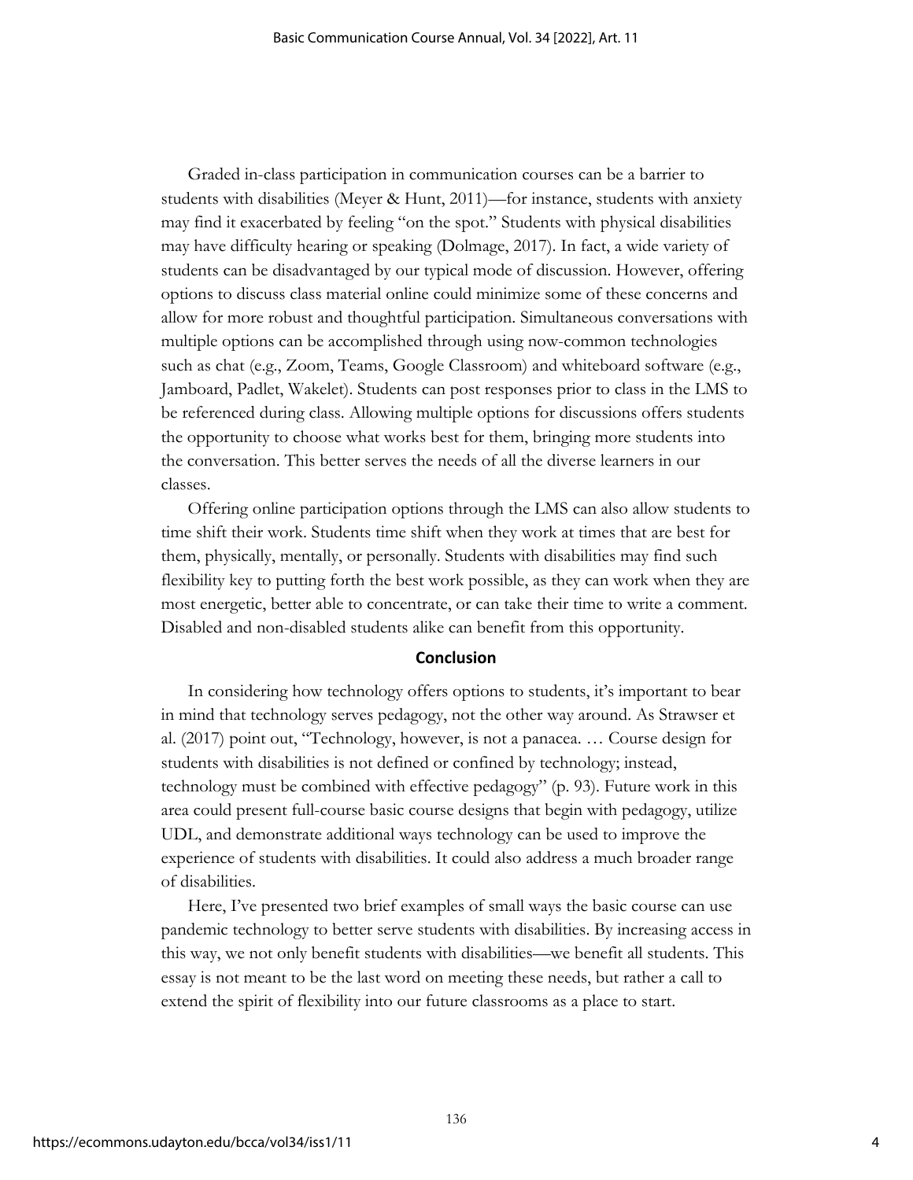Graded in-class participation in communication courses can be a barrier to students with disabilities (Meyer & Hunt, 2011)—for instance, students with anxiety may find it exacerbated by feeling "on the spot." Students with physical disabilities may have difficulty hearing or speaking (Dolmage, 2017). In fact, a wide variety of students can be disadvantaged by our typical mode of discussion. However, offering options to discuss class material online could minimize some of these concerns and allow for more robust and thoughtful participation. Simultaneous conversations with multiple options can be accomplished through using now-common technologies such as chat (e.g., Zoom, Teams, Google Classroom) and whiteboard software (e.g., Jamboard, Padlet, Wakelet). Students can post responses prior to class in the LMS to be referenced during class. Allowing multiple options for discussions offers students the opportunity to choose what works best for them, bringing more students into the conversation. This better serves the needs of all the diverse learners in our classes.

Offering online participation options through the LMS can also allow students to time shift their work. Students time shift when they work at times that are best for them, physically, mentally, or personally. Students with disabilities may find such flexibility key to putting forth the best work possible, as they can work when they are most energetic, better able to concentrate, or can take their time to write a comment. Disabled and non-disabled students alike can benefit from this opportunity.

## Conclusion

In considering how technology offers options to students, it's important to bear in mind that technology serves pedagogy, not the other way around. As Strawser et al. (2017) point out, "Technology, however, is not a panacea. … Course design for students with disabilities is not defined or confined by technology; instead, technology must be combined with effective pedagogy" (p. 93). Future work in this area could present full-course basic course designs that begin with pedagogy, utilize UDL, and demonstrate additional ways technology can be used to improve the experience of students with disabilities. It could also address a much broader range of disabilities.

Here, I've presented two brief examples of small ways the basic course can use pandemic technology to better serve students with disabilities. By increasing access in this way, we not only benefit students with disabilities—we benefit all students. This essay is not meant to be the last word on meeting these needs, but rather a call to extend the spirit of flexibility into our future classrooms as a place to start.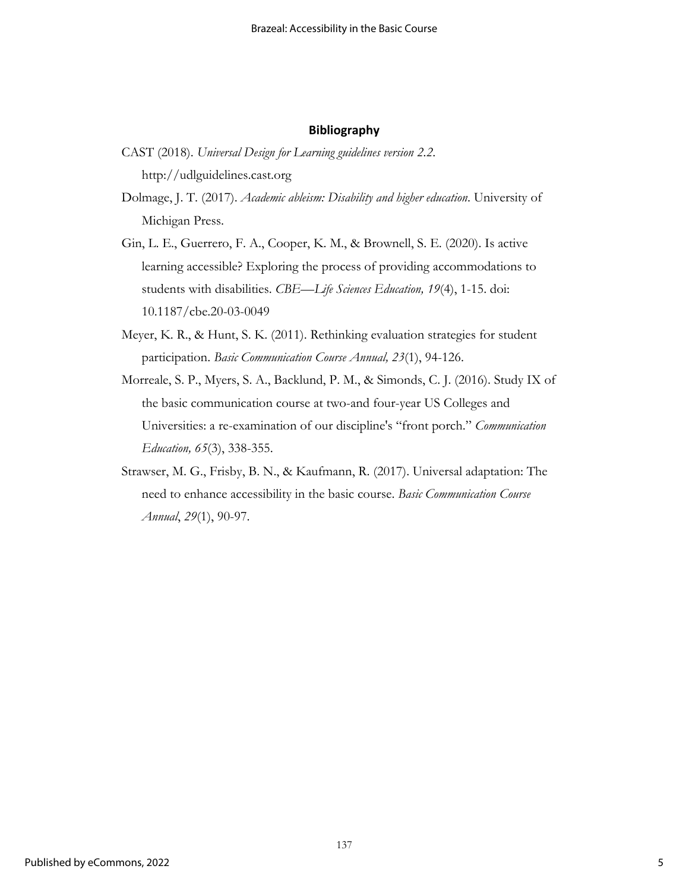## Bibliography

CAST (2018). *Universal Design for Learning guidelines version 2.2*. http://udlguidelines.cast.org

Dolmage, J. T. (2017). *Academic ableism: Disability and higher education*. University of Michigan Press.

Gin, L. E., Guerrero, F. A., Cooper, K. M., & Brownell, S. E. (2020). Is active learning accessible? Exploring the process of providing accommodations to students with disabilities. *CBE—Life Sciences Education, 19*(4), 1-15. doi: 10.1187/cbe.20-03-0049

Meyer, K. R., & Hunt, S. K. (2011). Rethinking evaluation strategies for student participation. *Basic Communication Course Annual, 23*(1), 94-126.

Morreale, S. P., Myers, S. A., Backlund, P. M., & Simonds, C. J. (2016). Study IX of the basic communication course at two-and four-year US Colleges and Universities: a re-examination of our discipline's "front porch." *Communication Education, 65*(3), 338-355.

Strawser, M. G., Frisby, B. N., & Kaufmann, R. (2017). Universal adaptation: The need to enhance accessibility in the basic course. *Basic Communication Course Annual*, *29*(1), 90-97.